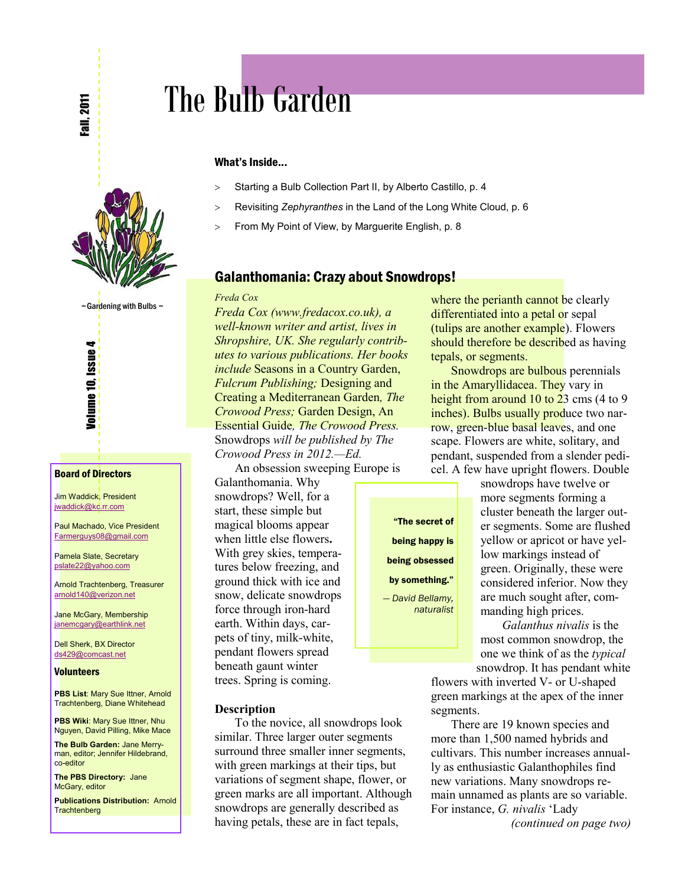# The Bulb Garden

Fall, 2011

Volume 10, Issue 4

~ Gardening with Bulbs ~

### What's Inside...

- Starting a Bulb Collection Part II, by Alberto Castillo, p. 4
- Revisiting *Zephyranthes* in the Land of the Long White Cloud, p. 6
- From My Point of View, by Marguerite English, p. 8

## Galanthomania: Crazy about Snowdrops!

*Freda Cox*

*Freda Cox (www.fredacox.co.uk), a well-known writer and artist, lives in Shropshire, UK. She regularly contributes to various publications. Her books include* Seasons in a Country Garden, *Fulcrum Publishing;* Designing and Creating a Mediterranean Garden*, The Crowood Press;* Garden Design, An Essential Guide*, The Crowood Press.* Snowdrops *will be published by The Crowood Press in 2012.—Ed.*

An obsession sweeping Europe is Galanthomania. Why snowdrops? Well, for a start, these simple but magical blooms appear when little else flowers**.** With grey skies, temperatures below freezing, and ground thick with ice and snow, delicate snowdrops force through iron-hard earth. Within days, carpets of tiny, milk-white, pendant flowers spread beneath gaunt winter trees. Spring is coming.

> **"The secret of being happy is being obsessed by something."**
>
> *— David Bellamy, naturalist*

### Description

To the novice, all snowdrops look similar. Three larger outer segments surround three smaller inner segments, with green markings at their tips, but variations of segment shape, flower, or green marks are all important. Although snowdrops are generally described as having petals, these are in fact tepals, where the perianth cannot be clearly differentiated into a petal or sepal (tulips are another example). Flowers should therefore be described as having tepals, or segments.

Snowdrops are bulbous perennials in the Amaryllidacea. They vary in height from around 10 to 23 cms (4 to 9 inches). Bulbs usually produce two narrow, green-blue basal leaves, and one scape. Flowers are white, solitary, and pendant, suspended from a slender pedicel. A few have upright flowers. Double snowdrops have twelve or more segments forming a cluster beneath the larger outer segments. Some are flushed yellow or apricot or have yellow markings instead of green. Originally, these were considered inferior. Now they are much sought after, commanding high prices.

*Galanthus nivalis* is the most common snowdrop, the one we think of as the *typical* snowdrop. It has pendant white flowers with inverted V- or U-shaped green markings at the apex of the inner segments.

There are 19 known species and more than 1,500 named hybrids and cultivars. This number increases annually as enthusiastic Galanthophiles find new variations. Many snowdrops remain unnamed as plants are so variable. For instance, *G. nivalis* 'Lady

*(continued on page two)*

---

### Board of Directors

Jim Waddick, President
jwaddick@kc.rr.com

Paul Machado, Vice President
Farmerguys08@gmail.com

Pamela Slate, Secretary
pslate22@yahoo.com

Arnold Trachtenberg, Treasurer
arnold140@verizon.net

Jane McGary, Membership
janemcgary@earthlink.net

Dell Sherk, BX Director
ds429@comcast.net

### Volunteers

**PBS List**: Mary Sue Ittner, Arnold Trachtenberg, Diane Whitehead

**PBS Wiki**: Mary Sue Ittner, Nhu Nguyen, David Pilling, Mike Mace

**The Bulb Garden:** Jane Merryman, editor; Jennifer Hildebrand, co-editor

**The PBS Directory:** Jane McGary, editor

**Publications Distribution:** Arnold Trachtenberg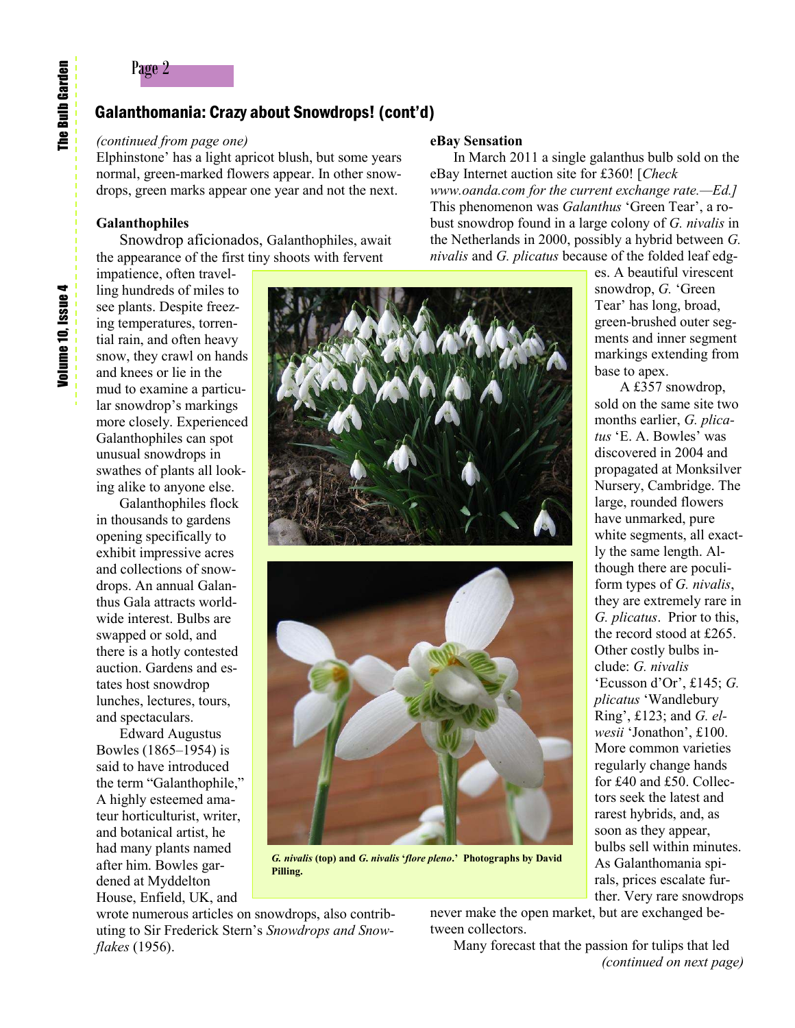## Galanthomania: Crazy about Snowdrops! (cont'd)

*(continued from page one)*

Elphinstone' has a light apricot blush, but some years normal, green-marked flowers appear. In other snowdrops, green marks appear one year and not the next.

**Galanthophiles**

Snowdrop aficionados, Galanthophiles, await the appearance of the first tiny shoots with fervent impatience, often travelling hundreds of miles to see plants. Despite freezing temperatures, torrential rain, and often heavy snow, they crawl on hands and knees or lie in the mud to examine a particular snowdrop's markings more closely. Experienced Galanthophiles can spot unusual snowdrops in swathes of plants all looking alike to anyone else.

Galanthophiles flock in thousands to gardens opening specifically to exhibit impressive acres and collections of snowdrops. An annual Galanthus Gala attracts worldwide interest. Bulbs are swapped or sold, and there is a hotly contested auction. Gardens and estates host snowdrop lunches, lectures, tours, and spectaculars.

Edward Augustus Bowles (1865–1954) is said to have introduced the term "Galanthophile," A highly esteemed amateur horticulturist, writer, and botanical artist, he had many plants named after him. Bowles gardened at Myddelton House, Enfield, UK, and wrote numerous articles on snowdrops, also contributing to Sir Frederick Stern's *Snowdrops and Snowflakes* (1956).

**eBay Sensation**

In March 2011 a single galanthus bulb sold on the eBay Internet auction site for £360! [*Check www.oanda.com for the current exchange rate.—Ed.]* This phenomenon was *Galanthus* 'Green Tear', a robust snowdrop found in a large colony of *G. nivalis* in the Netherlands in 2000, possibly a hybrid between *G. nivalis* and *G. plicatus* because of the folded leaf edges. A beautiful virescent snowdrop, *G.* 'Green Tear' has long, broad, green-brushed outer segments and inner segment markings extending from base to apex.

A £357 snowdrop, sold on the same site two months earlier, *G. plicatus* 'E. A. Bowles' was discovered in 2004 and propagated at Monksilver Nursery, Cambridge. The large, rounded flowers have unmarked, pure white segments, all exactly the same length. Although there are poculiform types of *G. nivalis*, they are extremely rare in *G. plicatus*. Prior to this, the record stood at £265. Other costly bulbs include: *G. nivalis* 'Ecusson d'Or', £145; *G. plicatus* 'Wandlebury Ring', £123; and *G. elwesii* 'Jonathon', £100. More common varieties regularly change hands for £40 and £50. Collectors seek the latest and rarest hybrids, and, as soon as they appear, bulbs sell within minutes. As Galanthomania spirals, prices escalate further. Very rare snowdrops never make the open market, but are exchanged between collectors.

**_G. nivalis_ (top) and _G. nivalis_ '_flore pleno_.' Photographs by David Pilling.**

Many forecast that the passion for tulips that led

*(continued on next page)*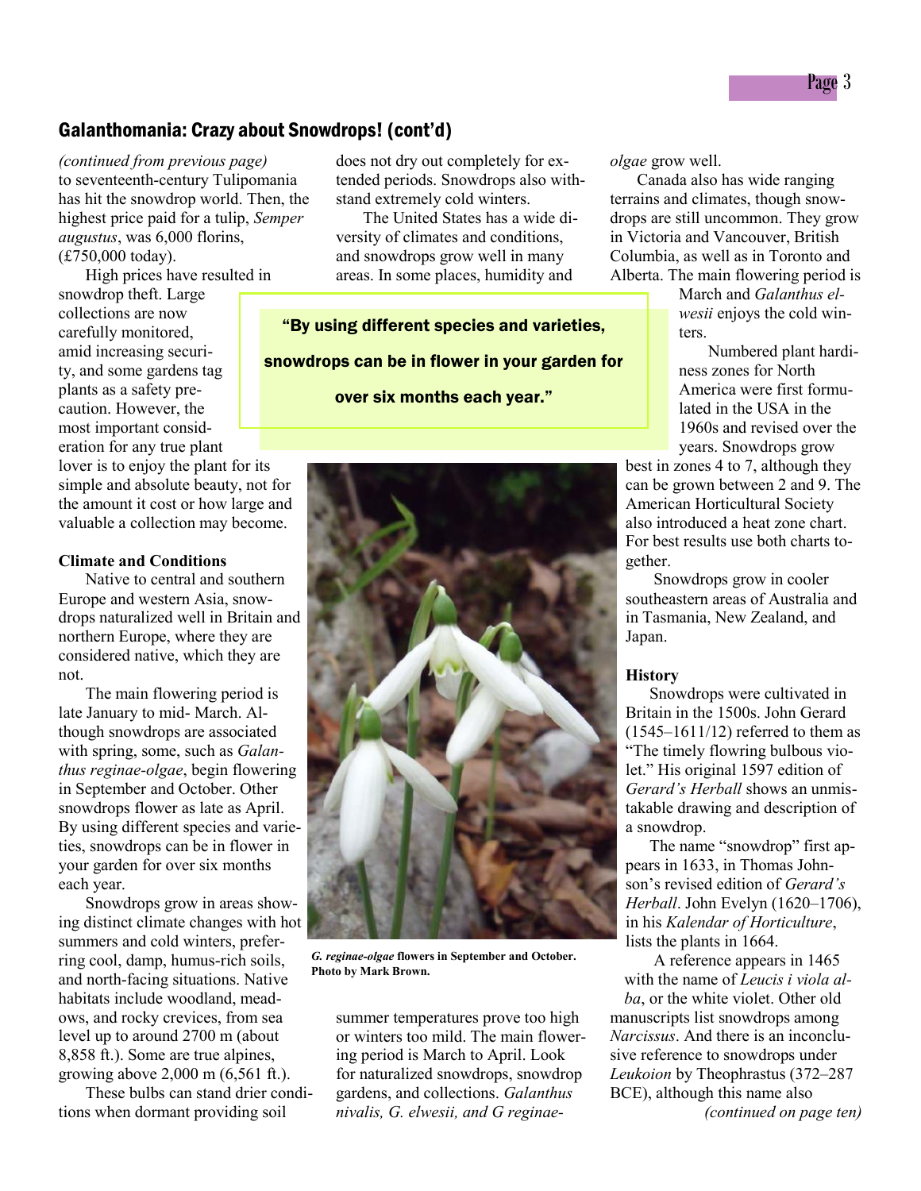## Galanthomania: Crazy about Snowdrops! (cont'd)

*(continued from previous page)* to seventeenth-century Tulipomania has hit the snowdrop world. Then, the highest price paid for a tulip, *Semper augustus*, was 6,000 florins, (£750,000 today).

High prices have resulted in snowdrop theft. Large collections are now carefully monitored, amid increasing security, and some gardens tag plants as a safety precaution. However, the most important consideration for any true plant lover is to enjoy the plant for its simple and absolute beauty, not for the amount it cost or how large and valuable a collection may become.

**"By using different species and varieties, snowdrops can be in flower in your garden for over six months each year."**

### Climate and Conditions

Native to central and southern Europe and western Asia, snowdrops naturalized well in Britain and northern Europe, where they are considered native, which they are not.

The main flowering period is late January to mid- March. Although snowdrops are associated with spring, some, such as *Galanthus reginae-olgae*, begin flowering in September and October. Other snowdrops flower as late as April. By using different species and varieties, snowdrops can be in flower in your garden for over six months each year.

Snowdrops grow in areas showing distinct climate changes with hot summers and cold winters, preferring cool, damp, humus-rich soils, and north-facing situations. Native habitats include woodland, meadows, and rocky crevices, from sea level up to around 2700 m (about 8,858 ft.). Some are true alpines, growing above 2,000 m (6,561 ft.).

These bulbs can stand drier conditions when dormant providing soil does not dry out completely for extended periods. Snowdrops also withstand extremely cold winters.

The United States has a wide diversity of climates and conditions, and snowdrops grow well in many areas. In some places, humidity and summer temperatures prove too high or winters too mild. The main flowering period is March to April. Look for naturalized snowdrops, snowdrop gardens, and collections. *Galanthus nivalis, G. elwesii, and G reginae-olgae* grow well.

***G. reginae-olgae*** **flowers in September and October. Photo by Mark Brown.**

Canada also has wide ranging terrains and climates, though snowdrops are still uncommon. They grow in Victoria and Vancouver, British Columbia, as well as in Toronto and Alberta. The main flowering period is March and *Galanthus elwesii* enjoys the cold winters.

Numbered plant hardiness zones for North America were first formulated in the USA in the 1960s and revised over the years. Snowdrops grow best in zones 4 to 7, although they can be grown between 2 and 9. The American Horticultural Society also introduced a heat zone chart. For best results use both charts together.

Snowdrops grow in cooler southeastern areas of Australia and in Tasmania, New Zealand, and Japan.

### History

Snowdrops were cultivated in Britain in the 1500s. John Gerard (1545–1611/12) referred to them as "The timely flowring bulbous violet." His original 1597 edition of *Gerard's Herball* shows an unmistakable drawing and description of a snowdrop.

The name "snowdrop" first appears in 1633, in Thomas Johnson's revised edition of *Gerard's Herball*. John Evelyn (1620–1706), in his *Kalendar of Horticulture*, lists the plants in 1664.

A reference appears in 1465 with the name of *Leucis i viola alba*, or the white violet. Other old manuscripts list snowdrops among *Narcissus*. And there is an inconclusive reference to snowdrops under *Leukoion* by Theophrastus (372–287 BCE), although this name also

*(continued on page ten)*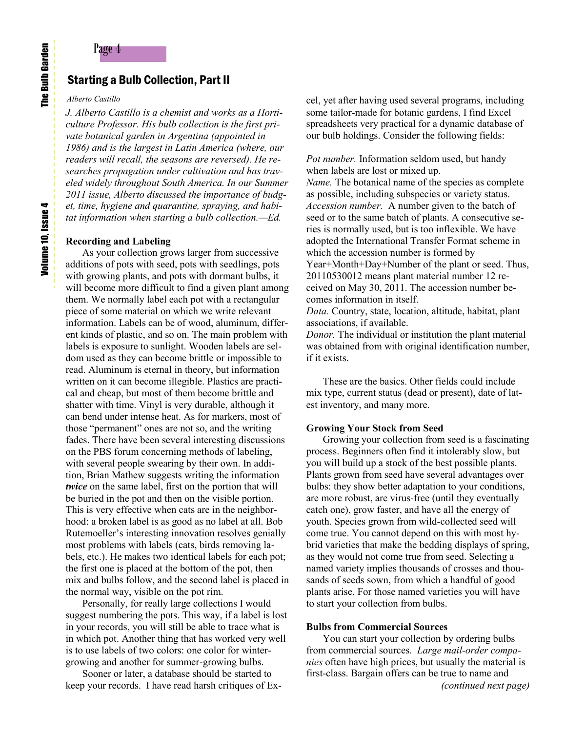## Starting a Bulb Collection, Part II

*Alberto Castillo*

*J. Alberto Castillo is a chemist and works as a Horticulture Professor. His bulb collection is the first private botanical garden in Argentina (appointed in 1986) and is the largest in Latin America (where, our readers will recall, the seasons are reversed). He researches propagation under cultivation and has traveled widely throughout South America. In our Summer 2011 issue, Alberto discussed the importance of budget, time, hygiene and quarantine, spraying, and habitat information when starting a bulb collection.—Ed.*

**Recording and Labeling**

As your collection grows larger from successive additions of pots with seed, pots with seedlings, pots with growing plants, and pots with dormant bulbs, it will become more difficult to find a given plant among them. We normally label each pot with a rectangular piece of some material on which we write relevant information. Labels can be of wood, aluminum, different kinds of plastic, and so on. The main problem with labels is exposure to sunlight. Wooden labels are seldom used as they can become brittle or impossible to read. Aluminum is eternal in theory, but information written on it can become illegible. Plastics are practical and cheap, but most of them become brittle and shatter with time. Vinyl is very durable, although it can bend under intense heat. As for markers, most of those "permanent" ones are not so, and the writing fades. There have been several interesting discussions on the PBS forum concerning methods of labeling, with several people swearing by their own. In addition, Brian Mathew suggests writing the information ***twice*** on the same label, first on the portion that will be buried in the pot and then on the visible portion. This is very effective when cats are in the neighborhood: a broken label is as good as no label at all. Bob Rutemoeller's interesting innovation resolves genially most problems with labels (cats, birds removing labels, etc.). He makes two identical labels for each pot; the first one is placed at the bottom of the pot, then mix and bulbs follow, and the second label is placed in the normal way, visible on the pot rim.

Personally, for really large collections I would suggest numbering the pots. This way, if a label is lost in your records, you will still be able to trace what is in which pot. Another thing that has worked very well is to use labels of two colors: one color for winter-growing and another for summer-growing bulbs.

Sooner or later, a database should be started to keep your records. I have read harsh critiques of Excel, yet after having used several programs, including some tailor-made for botanic gardens, I find Excel spreadsheets very practical for a dynamic database of our bulb holdings. Consider the following fields:

*Pot number.* Information seldom used, but handy when labels are lost or mixed up.
*Name.* The botanical name of the species as complete as possible, including subspecies or variety status.
*Accession number.* A number given to the batch of seed or to the same batch of plants. A consecutive series is normally used, but is too inflexible. We have adopted the International Transfer Format scheme in which the accession number is formed by Year+Month+Day+Number of the plant or seed. Thus, 20110530012 means plant material number 12 received on May 30, 2011. The accession number becomes information in itself.
*Data.* Country, state, location, altitude, habitat, plant associations, if available.
*Donor.* The individual or institution the plant material was obtained from with original identification number, if it exists.

These are the basics. Other fields could include mix type, current status (dead or present), date of latest inventory, and many more.

**Growing Your Stock from Seed**

Growing your collection from seed is a fascinating process. Beginners often find it intolerably slow, but you will build up a stock of the best possible plants. Plants grown from seed have several advantages over bulbs: they show better adaptation to your conditions, are more robust, are virus-free (until they eventually catch one), grow faster, and have all the energy of youth. Species grown from wild-collected seed will come true. You cannot depend on this with most hybrid varieties that make the bedding displays of spring, as they would not come true from seed. Selecting a named variety implies thousands of crosses and thousands of seeds sown, from which a handful of good plants arise. For those named varieties you will have to start your collection from bulbs.

**Bulbs from Commercial Sources**

You can start your collection by ordering bulbs from commercial sources. *Large mail-order companies* often have high prices, but usually the material is first-class. Bargain offers can be true to name and

*(continued next page)*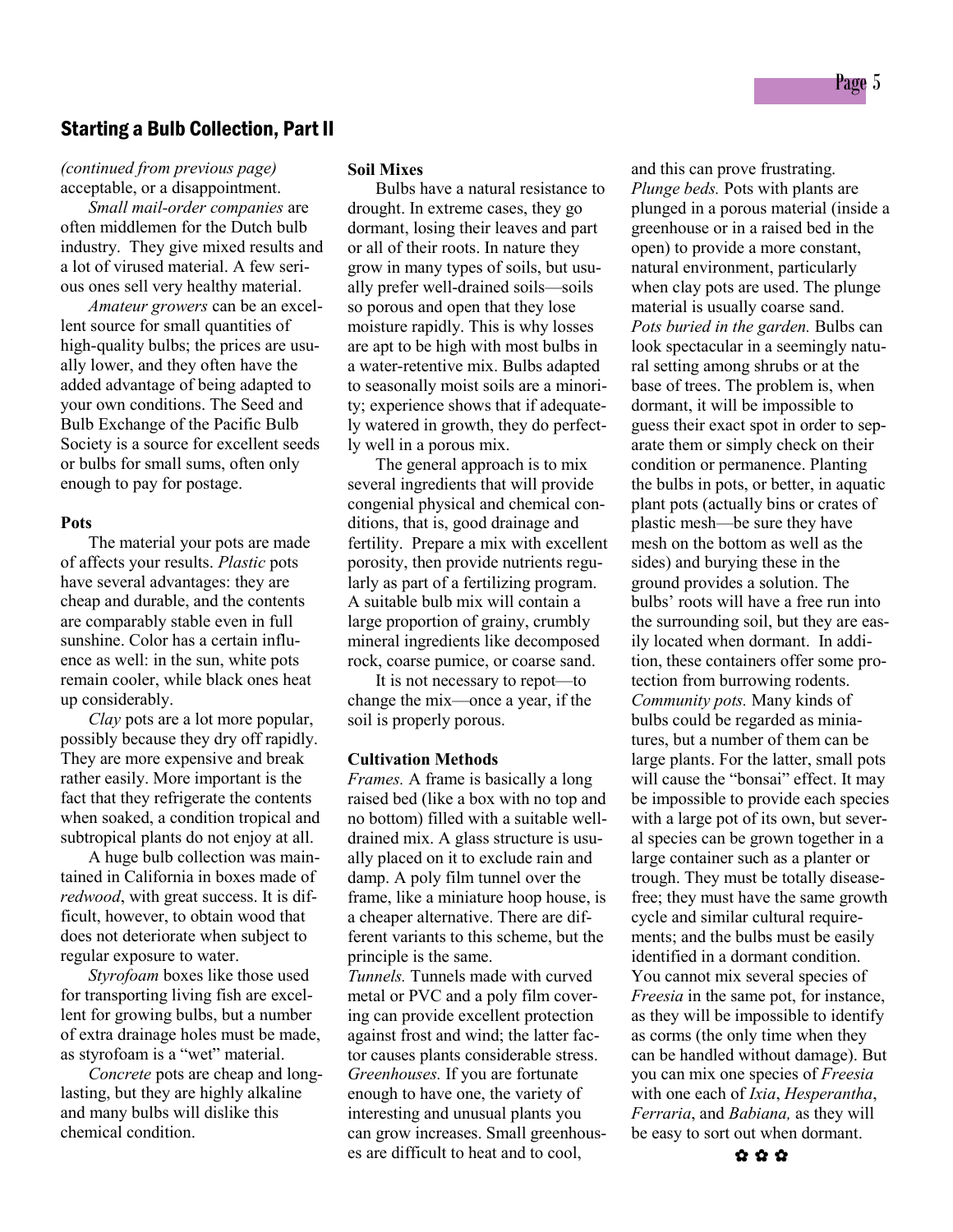## Starting a Bulb Collection, Part II

*(continued from previous page)* acceptable, or a disappointment.

*Small mail-order companies* are often middlemen for the Dutch bulb industry. They give mixed results and a lot of virused material. A few serious ones sell very healthy material.

*Amateur growers* can be an excellent source for small quantities of high-quality bulbs; the prices are usually lower, and they often have the added advantage of being adapted to your own conditions. The Seed and Bulb Exchange of the Pacific Bulb Society is a source for excellent seeds or bulbs for small sums, often only enough to pay for postage.

**Pots**

The material your pots are made of affects your results. *Plastic* pots have several advantages: they are cheap and durable, and the contents are comparably stable even in full sunshine. Color has a certain influence as well: in the sun, white pots remain cooler, while black ones heat up considerably.

*Clay* pots are a lot more popular, possibly because they dry off rapidly. They are more expensive and break rather easily. More important is the fact that they refrigerate the contents when soaked, a condition tropical and subtropical plants do not enjoy at all.

A huge bulb collection was maintained in California in boxes made of *redwood*, with great success. It is difficult, however, to obtain wood that does not deteriorate when subject to regular exposure to water.

*Styrofoam* boxes like those used for transporting living fish are excellent for growing bulbs, but a number of extra drainage holes must be made, as styrofoam is a "wet" material.

*Concrete* pots are cheap and long-lasting, but they are highly alkaline and many bulbs will dislike this chemical condition.

**Soil Mixes**

Bulbs have a natural resistance to drought. In extreme cases, they go dormant, losing their leaves and part or all of their roots. In nature they grow in many types of soils, but usually prefer well-drained soils—soils so porous and open that they lose moisture rapidly. This is why losses are apt to be high with most bulbs in a water-retentive mix. Bulbs adapted to seasonally moist soils are a minority; experience shows that if adequately watered in growth, they do perfectly well in a porous mix.

The general approach is to mix several ingredients that will provide congenial physical and chemical conditions, that is, good drainage and fertility. Prepare a mix with excellent porosity, then provide nutrients regularly as part of a fertilizing program. A suitable bulb mix will contain a large proportion of grainy, crumbly mineral ingredients like decomposed rock, coarse pumice, or coarse sand.

It is not necessary to repot—to change the mix—once a year, if the soil is properly porous.

**Cultivation Methods**

*Frames.* A frame is basically a long raised bed (like a box with no top and no bottom) filled with a suitable well-drained mix. A glass structure is usually placed on it to exclude rain and damp. A poly film tunnel over the frame, like a miniature hoop house, is a cheaper alternative. There are different variants to this scheme, but the principle is the same.

*Tunnels.* Tunnels made with curved metal or PVC and a poly film covering can provide excellent protection against frost and wind; the latter factor causes plants considerable stress.

*Greenhouses.* If you are fortunate enough to have one, the variety of interesting and unusual plants you can grow increases. Small greenhouses are difficult to heat and to cool, and this can prove frustrating.

*Plunge beds.* Pots with plants are plunged in a porous material (inside a greenhouse or in a raised bed in the open) to provide a more constant, natural environment, particularly when clay pots are used. The plunge material is usually coarse sand.

*Pots buried in the garden.* Bulbs can look spectacular in a seemingly natural setting among shrubs or at the base of trees. The problem is, when dormant, it will be impossible to guess their exact spot in order to separate them or simply check on their condition or permanence. Planting the bulbs in pots, or better, in aquatic plant pots (actually bins or crates of plastic mesh—be sure they have mesh on the bottom as well as the sides) and burying these in the ground provides a solution. The bulbs' roots will have a free run into the surrounding soil, but they are easily located when dormant. In addition, these containers offer some protection from burrowing rodents.

*Community pots.* Many kinds of bulbs could be regarded as miniatures, but a number of them can be large plants. For the latter, small pots will cause the "bonsai" effect. It may be impossible to provide each species with a large pot of its own, but several species can be grown together in a large container such as a planter or trough. They must be totally disease-free; they must have the same growth cycle and similar cultural requirements; and the bulbs must be easily identified in a dormant condition. You cannot mix several species of *Freesia* in the same pot, for instance, as they will be impossible to identify as corms (the only time when they can be handled without damage). But you can mix one species of *Freesia* with one each of *Ixia*, *Hesperantha*, *Ferraria*, and *Babiana,* as they will be easy to sort out when dormant.

✿ ✿ ✿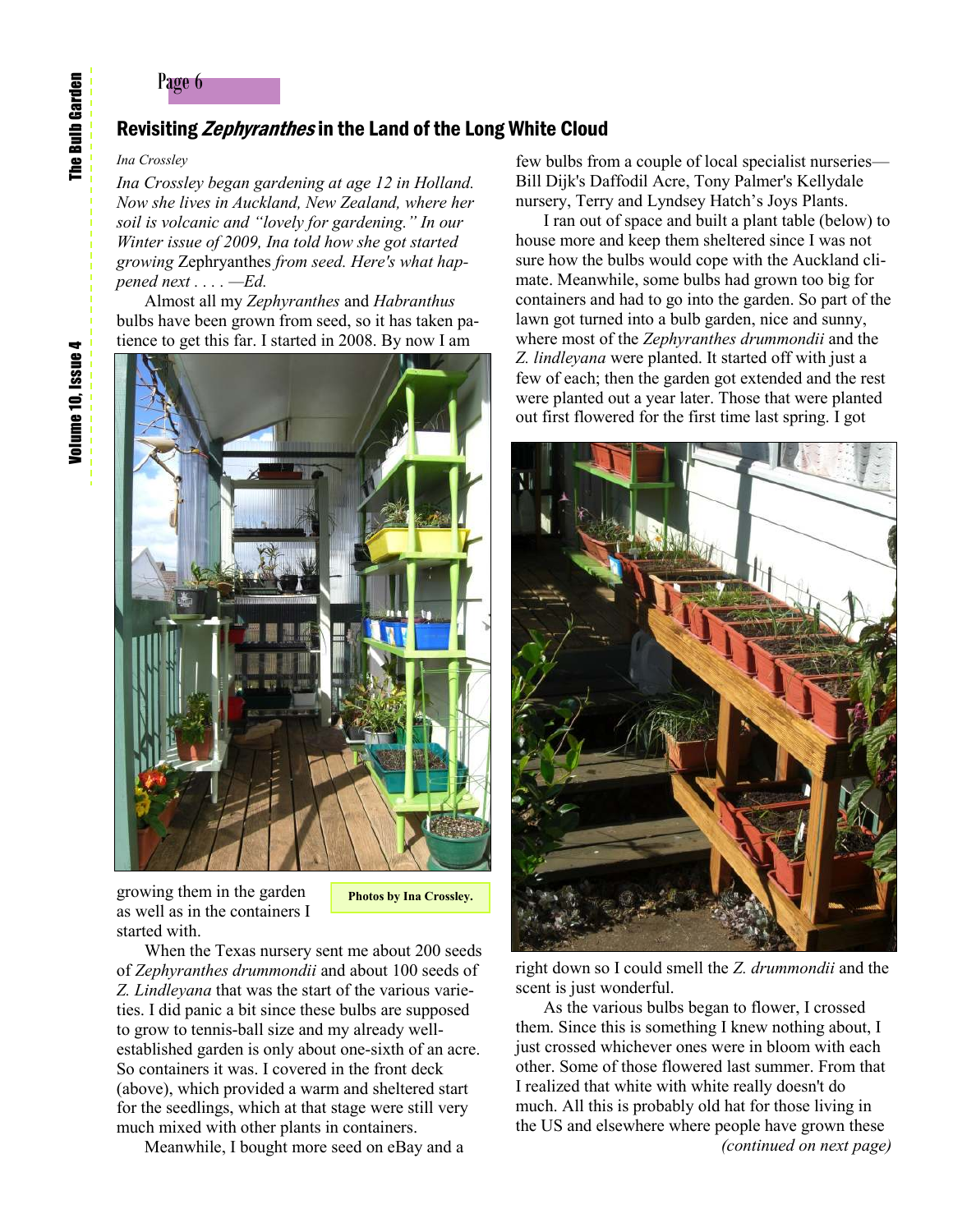## Revisiting *Zephyranthes* in the Land of the Long White Cloud

*Ina Crossley*

*Ina Crossley began gardening at age 12 in Holland. Now she lives in Auckland, New Zealand, where her soil is volcanic and "lovely for gardening." In our Winter issue of 2009, Ina told how she got started growing* Zephryanthes *from seed. Here's what happened next . . . . —Ed.*

Almost all my *Zephyranthes* and *Habranthus* bulbs have been grown from seed, so it has taken patience to get this far. I started in 2008. By now I am growing them in the garden as well as in the containers I started with.

**Photos by Ina Crossley.**

When the Texas nursery sent me about 200 seeds of *Zephyranthes drummondii* and about 100 seeds of *Z. Lindleyana* that was the start of the various varieties. I did panic a bit since these bulbs are supposed to grow to tennis-ball size and my already well-established garden is only about one-sixth of an acre. So containers it was. I covered in the front deck (above), which provided a warm and sheltered start for the seedlings, which at that stage were still very much mixed with other plants in containers.

Meanwhile, I bought more seed on eBay and a few bulbs from a couple of local specialist nurseries—Bill Dijk's Daffodil Acre, Tony Palmer's Kellydale nursery, Terry and Lyndsey Hatch's Joys Plants.

I ran out of space and built a plant table (below) to house more and keep them sheltered since I was not sure how the bulbs would cope with the Auckland climate. Meanwhile, some bulbs had grown too big for containers and had to go into the garden. So part of the lawn got turned into a bulb garden, nice and sunny, where most of the *Zephyranthes drummondii* and the *Z. lindleyana* were planted. It started off with just a few of each; then the garden got extended and the rest were planted out a year later. Those that were planted out first flowered for the first time last spring. I got right down so I could smell the *Z. drummondii* and the scent is just wonderful.

As the various bulbs began to flower, I crossed them. Since this is something I knew nothing about, I just crossed whichever ones were in bloom with each other. Some of those flowered last summer. From that I realized that white with white really doesn't do much. All this is probably old hat for those living in the US and elsewhere where people have grown these

*(continued on next page)*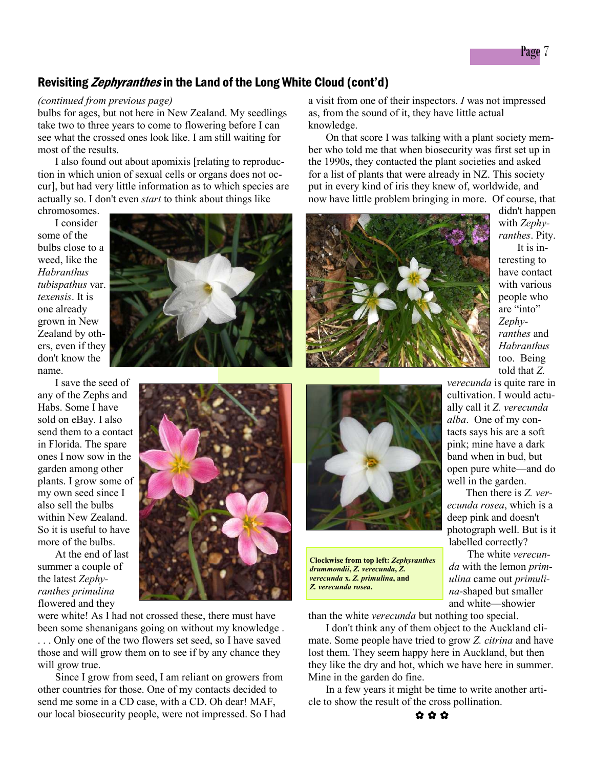## Revisiting *Zephyranthes* in the Land of the Long White Cloud (cont'd)

*(continued from previous page)*

bulbs for ages, but not here in New Zealand. My seedlings take two to three years to come to flowering before I can see what the crossed ones look like. I am still waiting for most of the results.

I also found out about apomixis [relating to reproduction in which union of sexual cells or organs does not occur], but had very little information as to which species are actually so. I don't even *start* to think about things like chromosomes.

I consider some of the bulbs close to a weed, like the *Habranthus tubispathus* var. *texensis*. It is one already grown in New Zealand by others, even if they don't know the name.

I save the seed of any of the Zephs and Habs. Some I have sold on eBay. I also send them to a contact in Florida. The spare ones I now sow in the garden among other plants. I grow some of my own seed since I also sell the bulbs within New Zealand. So it is useful to have more of the bulbs.

At the end of last summer a couple of the latest *Zephyranthes primulina* flowered and they were white! As I had not crossed these, there must have been some shenanigans going on without my knowledge . . . . Only one of the two flowers set seed, so I have saved those and will grow them on to see if by any chance they will grow true.

Since I grow from seed, I am reliant on growers from other countries for those. One of my contacts decided to send me some in a CD case, with a CD. Oh dear! MAF, our local biosecurity people, were not impressed. So I had a visit from one of their inspectors. *I* was not impressed as, from the sound of it, they have little actual knowledge.

On that score I was talking with a plant society member who told me that when biosecurity was first set up in the 1990s, they contacted the plant societies and asked for a list of plants that were already in NZ. This society put in every kind of iris they knew of, worldwide, and now have little problem bringing in more. Of course, that didn't happen with *Zephyranthes*. Pity.

It is interesting to have contact with various people who are "into" *Zephyranthes* and *Habranthus* too. Being told that *Z. verecunda* is quite rare in cultivation. I would actually call it *Z. verecunda alba*. One of my contacts says his are a soft pink; mine have a dark band when in bud, but open pure white—and do well in the garden.

Then there is *Z. verecunda rosea*, which is a deep pink and doesn't photograph well. But is it labelled correctly?

The white *verecunda* with the lemon *primulina* came out *primulina*-shaped but smaller and white—showier than the white *verecunda* but nothing too special.

I don't think any of them object to the Auckland climate. Some people have tried to grow *Z. citrina* and have lost them. They seem happy here in Auckland, but then they like the dry and hot, which we have here in summer. Mine in the garden do fine.

In a few years it might be time to write another article to show the result of the cross pollination.

✿ ✿ ✿

**Clockwise from top left: *Zephyranthes drummondii*, *Z. verecunda*, *Z. verecunda* x. *Z. primulina*, and *Z. verecunda rosea*.**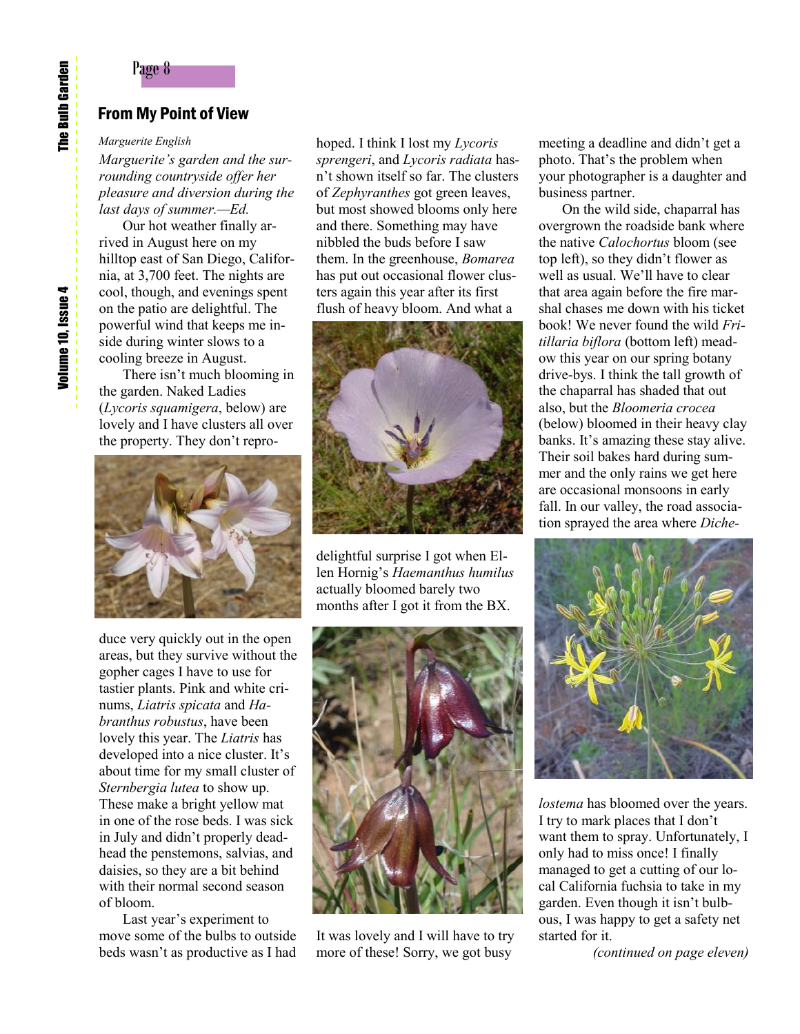## From My Point of View

*Marguerite English*

*Marguerite's garden and the surrounding countryside offer her pleasure and diversion during the last days of summer.—Ed.*

Our hot weather finally arrived in August here on my hilltop east of San Diego, California, at 3,700 feet. The nights are cool, though, and evenings spent on the patio are delightful. The powerful wind that keeps me inside during winter slows to a cooling breeze in August.

There isn't much blooming in the garden. Naked Ladies (*Lycoris squamigera*, below) are lovely and I have clusters all over the property. They don't reproduce very quickly out in the open areas, but they survive without the gopher cages I have to use for tastier plants. Pink and white crinums, *Liatris spicata* and *Habranthus robustus*, have been lovely this year. The *Liatris* has developed into a nice cluster. It's about time for my small cluster of *Sternbergia lutea* to show up. These make a bright yellow mat in one of the rose beds. I was sick in July and didn't properly deadhead the penstemons, salvias, and daisies, so they are a bit behind with their normal second season of bloom.

Last year's experiment to move some of the bulbs to outside beds wasn't as productive as I had hoped. I think I lost my *Lycoris sprengeri*, and *Lycoris radiata* hasn't shown itself so far. The clusters of *Zephyranthes* got green leaves, but most showed blooms only here and there. Something may have nibbled the buds before I saw them. In the greenhouse, *Bomarea* has put out occasional flower clusters again this year after its first flush of heavy bloom. And what a delightful surprise I got when Ellen Hornig's *Haemanthus humilus* actually bloomed barely two months after I got it from the BX. It was lovely and I will have to try more of these! Sorry, we got busy meeting a deadline and didn't get a photo. That's the problem when your photographer is a daughter and business partner.

On the wild side, chaparral has overgrown the roadside bank where the native *Calochortus* bloom (see top left), so they didn't flower as well as usual. We'll have to clear that area again before the fire marshal chases me down with his ticket book! We never found the wild *Fritillaria biflora* (bottom left) meadow this year on our spring botany drive-bys. I think the tall growth of the chaparral has shaded that out also, but the *Bloomeria crocea* (below) bloomed in their heavy clay banks. It's amazing these stay alive. Their soil bakes hard during summer and the only rains we get here are occasional monsoons in early fall. In our valley, the road association sprayed the area where *Dichelostema* has bloomed over the years. I try to mark places that I don't want them to spray. Unfortunately, I only had to miss once! I finally managed to get a cutting of our local California fuchsia to take in my garden. Even though it isn't bulbous, I was happy to get a safety net started for it.

*(continued on page eleven)*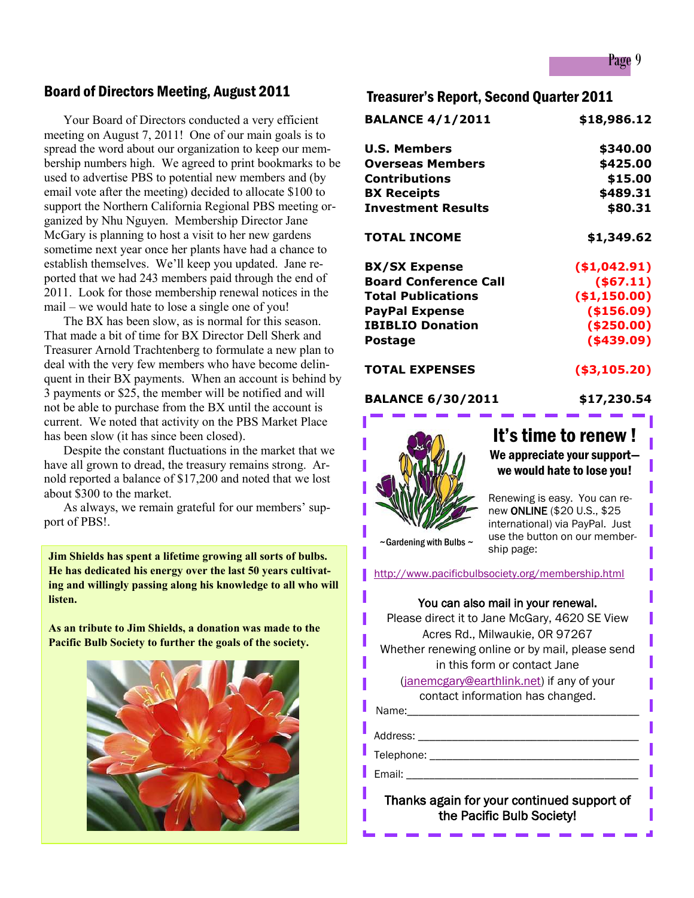## Board of Directors Meeting, August 2011

Your Board of Directors conducted a very efficient meeting on August 7, 2011! One of our main goals is to spread the word about our organization to keep our membership numbers high. We agreed to print bookmarks to be used to advertise PBS to potential new members and (by email vote after the meeting) decided to allocate $100 to support the Northern California Regional PBS meeting organized by Nhu Nguyen. Membership Director Jane McGary is planning to host a visit to her new gardens sometime next year once her plants have had a chance to establish themselves. We'll keep you updated. Jane reported that we had 243 members paid through the end of 2011. Look for those membership renewal notices in the mail – we would hate to lose a single one of you!

The BX has been slow, as is normal for this season. That made a bit of time for BX Director Dell Sherk and Treasurer Arnold Trachtenberg to formulate a new plan to deal with the very few members who have become delinquent in their BX payments. When an account is behind by 3 payments or $25, the member will be notified and will not be able to purchase from the BX until the account is current. We noted that activity on the PBS Market Place has been slow (it has since been closed).

Despite the constant fluctuations in the market that we have all grown to dread, the treasury remains strong. Arnold reported a balance of $17,200 and noted that we lost about $300 to the market.

As always, we remain grateful for our members' support of PBS!.

**Jim Shields has spent a lifetime growing all sorts of bulbs. He has dedicated his energy over the last 50 years cultivating and willingly passing along his knowledge to all who will listen.**

**As an tribute to Jim Shields, a donation was made to the Pacific Bulb Society to further the goals of the society.**

## Treasurer's Report, Second Quarter 2011

| | |
|---|---:|
| **BALANCE 4/1/2011** | **$18,986.12** |
| **U.S. Members** | **$340.00** |
| **Overseas Members** | **$425.00** |
| **Contributions** | **$15.00** |
| **BX Receipts** | **$489.31** |
| **Investment Results** | **$80.31** |
| **TOTAL INCOME** | **$1,349.62** |
| **BX/SX Expense** | **($1,042.91)** |
| **Board Conference Call** | **($67.11)** |
| **Total Publications** | **($1,150.00)** |
| **PayPal Expense** | **($156.09)** |
| **IBIBLIO Donation** | **($250.00)** |
| **Postage** | **($439.09)** |
| **TOTAL EXPENSES** | **($3,105.20)** |
| **BALANCE 6/30/2011** | **$17,230.54** |

## It's time to renew !

**We appreciate your support—we would hate to lose you!**

~Gardening with Bulbs ~

Renewing is easy. You can renew **ONLINE** ($20 U.S., $25 international) via PayPal. Just use the button on our membership page:

http://www.pacificbulbsociety.org/membership.html

You can also mail in your renewal.
Please direct it to Jane McGary, 4620 SE View Acres Rd., Milwaukie, OR 97267
Whether renewing online or by mail, please send in this form or contact Jane (janemcgary@earthlink.net) if any of your contact information has changed.

Name:________________________________________

Address: ______________________________________

Telephone: ____________________________________

Email: ________________________________________

Thanks again for your continued support of the Pacific Bulb Society!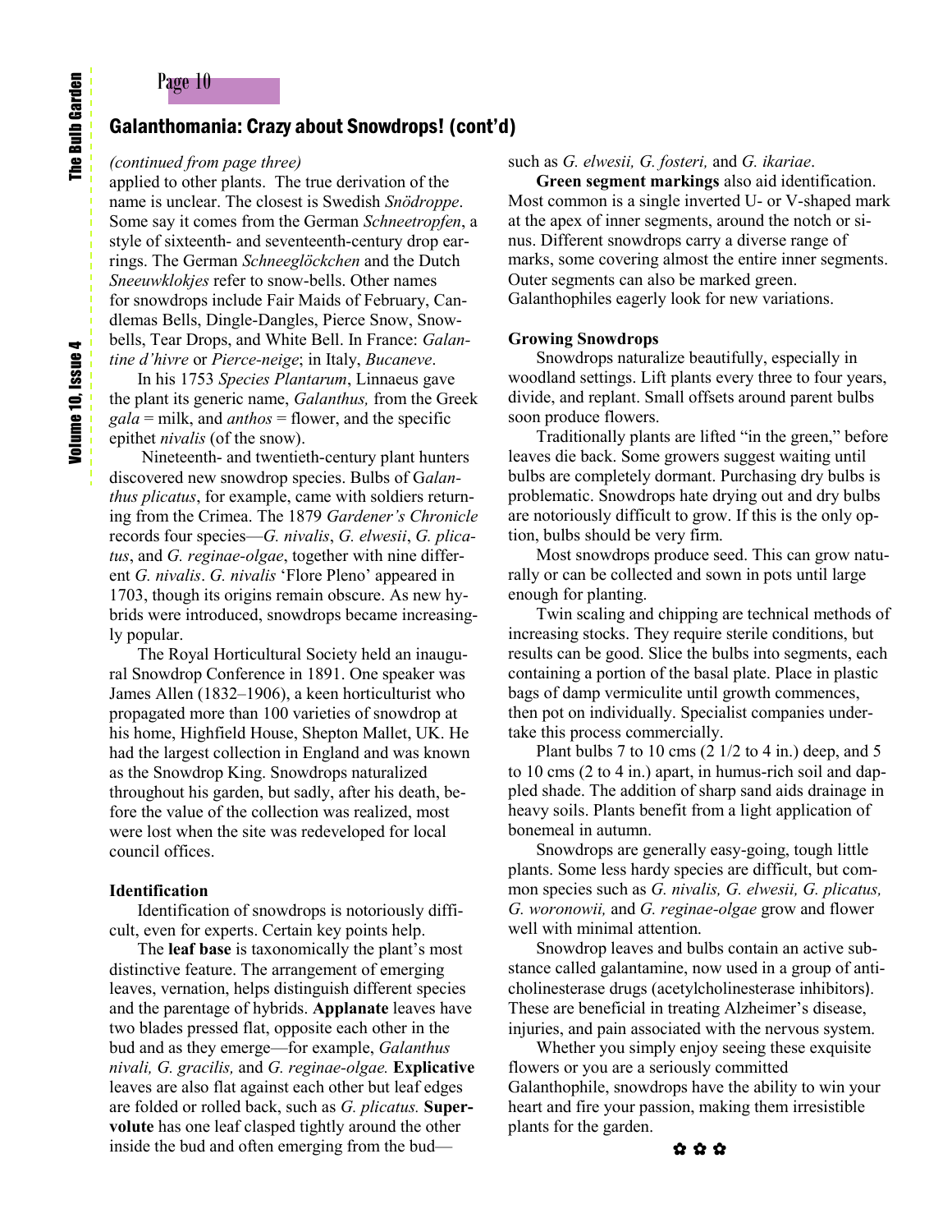## Galanthomania: Crazy about Snowdrops! (cont'd)

*(continued from page three)*

applied to other plants. The true derivation of the name is unclear. The closest is Swedish *Snödroppe*. Some say it comes from the German *Schneetropfen*, a style of sixteenth- and seventeenth-century drop earrings. The German *Schneeglöckchen* and the Dutch *Sneeuwklokjes* refer to snow-bells. Other names for snowdrops include Fair Maids of February, Candlemas Bells, Dingle-Dangles, Pierce Snow, Snowbells, Tear Drops, and White Bell. In France: *Galantine d'hivre* or *Pierce-neige*; in Italy, *Bucaneve*.

In his 1753 *Species Plantarum*, Linnaeus gave the plant its generic name, *Galanthus,* from the Greek *gala* = milk, and *anthos* = flower, and the specific epithet *nivalis* (of the snow).

Nineteenth- and twentieth-century plant hunters discovered new snowdrop species. Bulbs of G*alanthus plicatus*, for example, came with soldiers returning from the Crimea. The 1879 *Gardener's Chronicle* records four species—*G. nivalis*, *G. elwesii*, *G. plicatus*, and *G. reginae-olgae*, together with nine different *G. nivalis*. *G. nivalis* 'Flore Pleno' appeared in 1703, though its origins remain obscure. As new hybrids were introduced, snowdrops became increasingly popular.

The Royal Horticultural Society held an inaugural Snowdrop Conference in 1891. One speaker was James Allen (1832–1906), a keen horticulturist who propagated more than 100 varieties of snowdrop at his home, Highfield House, Shepton Mallet, UK. He had the largest collection in England and was known as the Snowdrop King. Snowdrops naturalized throughout his garden, but sadly, after his death, before the value of the collection was realized, most were lost when the site was redeveloped for local council offices.

### Identification

Identification of snowdrops is notoriously difficult, even for experts. Certain key points help.

The **leaf base** is taxonomically the plant's most distinctive feature. The arrangement of emerging leaves, vernation, helps distinguish different species and the parentage of hybrids. **Applanate** leaves have two blades pressed flat, opposite each other in the bud and as they emerge—for example, *Galanthus nivali, G. gracilis,* and *G. reginae-olgae.* **Explicative** leaves are also flat against each other but leaf edges are folded or rolled back, such as *G. plicatus.* **Supervolute** has one leaf clasped tightly around the other inside the bud and often emerging from the bud—such as *G. elwesii, G. fosteri,* and *G. ikariae*.

**Green segment markings** also aid identification. Most common is a single inverted U- or V-shaped mark at the apex of inner segments, around the notch or sinus. Different snowdrops carry a diverse range of marks, some covering almost the entire inner segments. Outer segments can also be marked green. Galanthophiles eagerly look for new variations.

### Growing Snowdrops

Snowdrops naturalize beautifully, especially in woodland settings. Lift plants every three to four years, divide, and replant. Small offsets around parent bulbs soon produce flowers.

Traditionally plants are lifted "in the green," before leaves die back. Some growers suggest waiting until bulbs are completely dormant. Purchasing dry bulbs is problematic. Snowdrops hate drying out and dry bulbs are notoriously difficult to grow. If this is the only option, bulbs should be very firm.

Most snowdrops produce seed. This can grow naturally or can be collected and sown in pots until large enough for planting.

Twin scaling and chipping are technical methods of increasing stocks. They require sterile conditions, but results can be good. Slice the bulbs into segments, each containing a portion of the basal plate. Place in plastic bags of damp vermiculite until growth commences, then pot on individually. Specialist companies undertake this process commercially.

Plant bulbs 7 to 10 cms (2 1/2 to 4 in.) deep, and 5 to 10 cms (2 to 4 in.) apart, in humus-rich soil and dappled shade. The addition of sharp sand aids drainage in heavy soils. Plants benefit from a light application of bonemeal in autumn.

Snowdrops are generally easy-going, tough little plants. Some less hardy species are difficult, but common species such as *G. nivalis, G. elwesii, G. plicatus, G. woronowii,* and *G. reginae-olgae* grow and flower well with minimal attention.

Snowdrop leaves and bulbs contain an active substance called galantamine, now used in a group of anticholinesterase drugs (acetylcholinesterase inhibitors). These are beneficial in treating Alzheimer's disease, injuries, and pain associated with the nervous system.

Whether you simply enjoy seeing these exquisite flowers or you are a seriously committed Galanthophile, snowdrops have the ability to win your heart and fire your passion, making them irresistible plants for the garden.

✿ ✿ ✿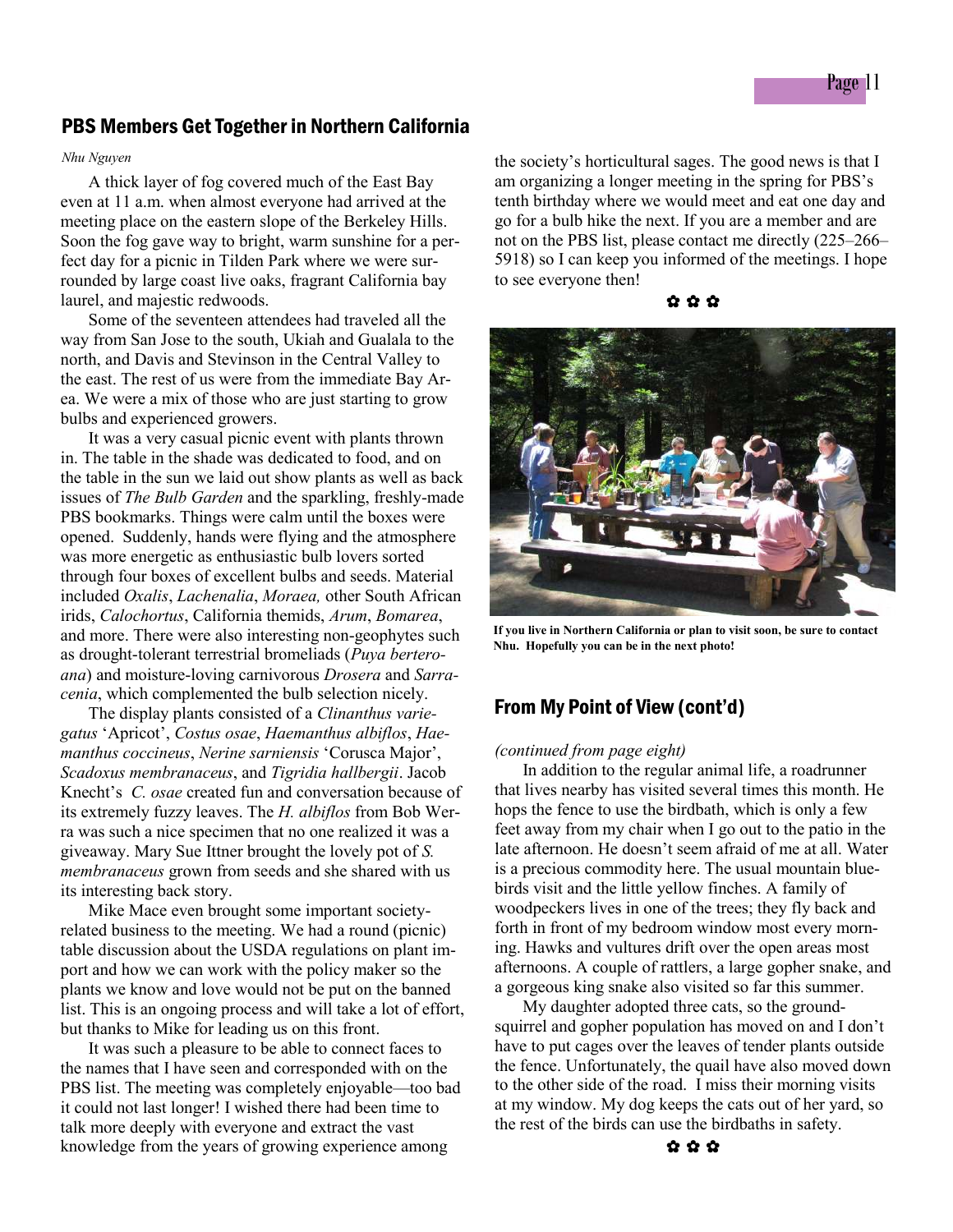## PBS Members Get Together in Northern California

*Nhu Nguyen*

A thick layer of fog covered much of the East Bay even at 11 a.m. when almost everyone had arrived at the meeting place on the eastern slope of the Berkeley Hills. Soon the fog gave way to bright, warm sunshine for a perfect day for a picnic in Tilden Park where we were surrounded by large coast live oaks, fragrant California bay laurel, and majestic redwoods.

Some of the seventeen attendees had traveled all the way from San Jose to the south, Ukiah and Gualala to the north, and Davis and Stevinson in the Central Valley to the east. The rest of us were from the immediate Bay Area. We were a mix of those who are just starting to grow bulbs and experienced growers.

It was a very casual picnic event with plants thrown in. The table in the shade was dedicated to food, and on the table in the sun we laid out show plants as well as back issues of *The Bulb Garden* and the sparkling, freshly-made PBS bookmarks. Things were calm until the boxes were opened. Suddenly, hands were flying and the atmosphere was more energetic as enthusiastic bulb lovers sorted through four boxes of excellent bulbs and seeds. Material included *Oxalis*, *Lachenalia*, *Moraea,* other South African irids, *Calochortus*, California themids, *Arum*, *Bomarea*, and more. There were also interesting non-geophytes such as drought-tolerant terrestrial bromeliads (*Puya berteroana*) and moisture-loving carnivorous *Drosera* and *Sarracenia*, which complemented the bulb selection nicely.

The display plants consisted of a *Clinanthus variegatus* 'Apricot', *Costus osae*, *Haemanthus albiflos*, *Haemanthus coccineus*, *Nerine sarniensis* 'Corusca Major', *Scadoxus membranaceus*, and *Tigridia hallbergii*. Jacob Knecht's *C. osae* created fun and conversation because of its extremely fuzzy leaves. The *H. albiflos* from Bob Werra was such a nice specimen that no one realized it was a giveaway. Mary Sue Ittner brought the lovely pot of *S. membranaceus* grown from seeds and she shared with us its interesting back story.

Mike Mace even brought some important society-related business to the meeting. We had a round (picnic) table discussion about the USDA regulations on plant import and how we can work with the policy maker so the plants we know and love would not be put on the banned list. This is an ongoing process and will take a lot of effort, but thanks to Mike for leading us on this front.

It was such a pleasure to be able to connect faces to the names that I have seen and corresponded with on the PBS list. The meeting was completely enjoyable—too bad it could not last longer! I wished there had been time to talk more deeply with everyone and extract the vast knowledge from the years of growing experience among the society's horticultural sages. The good news is that I am organizing a longer meeting in the spring for PBS's tenth birthday where we would meet and eat one day and go for a bulb hike the next. If you are a member and are not on the PBS list, please contact me directly (225–266–5918) so I can keep you informed of the meetings. I hope to see everyone then!

✿ ✿ ✿

**If you live in Northern California or plan to visit soon, be sure to contact Nhu. Hopefully you can be in the next photo!**

## From My Point of View (cont'd)

*(continued from page eight)*

In addition to the regular animal life, a roadrunner that lives nearby has visited several times this month. He hops the fence to use the birdbath, which is only a few feet away from my chair when I go out to the patio in the late afternoon. He doesn't seem afraid of me at all. Water is a precious commodity here. The usual mountain bluebirds visit and the little yellow finches. A family of woodpeckers lives in one of the trees; they fly back and forth in front of my bedroom window most every morning. Hawks and vultures drift over the open areas most afternoons. A couple of rattlers, a large gopher snake, and a gorgeous king snake also visited so far this summer.

My daughter adopted three cats, so the ground-squirrel and gopher population has moved on and I don't have to put cages over the leaves of tender plants outside the fence. Unfortunately, the quail have also moved down to the other side of the road. I miss their morning visits at my window. My dog keeps the cats out of her yard, so the rest of the birds can use the birdbaths in safety.

✿ ✿ ✿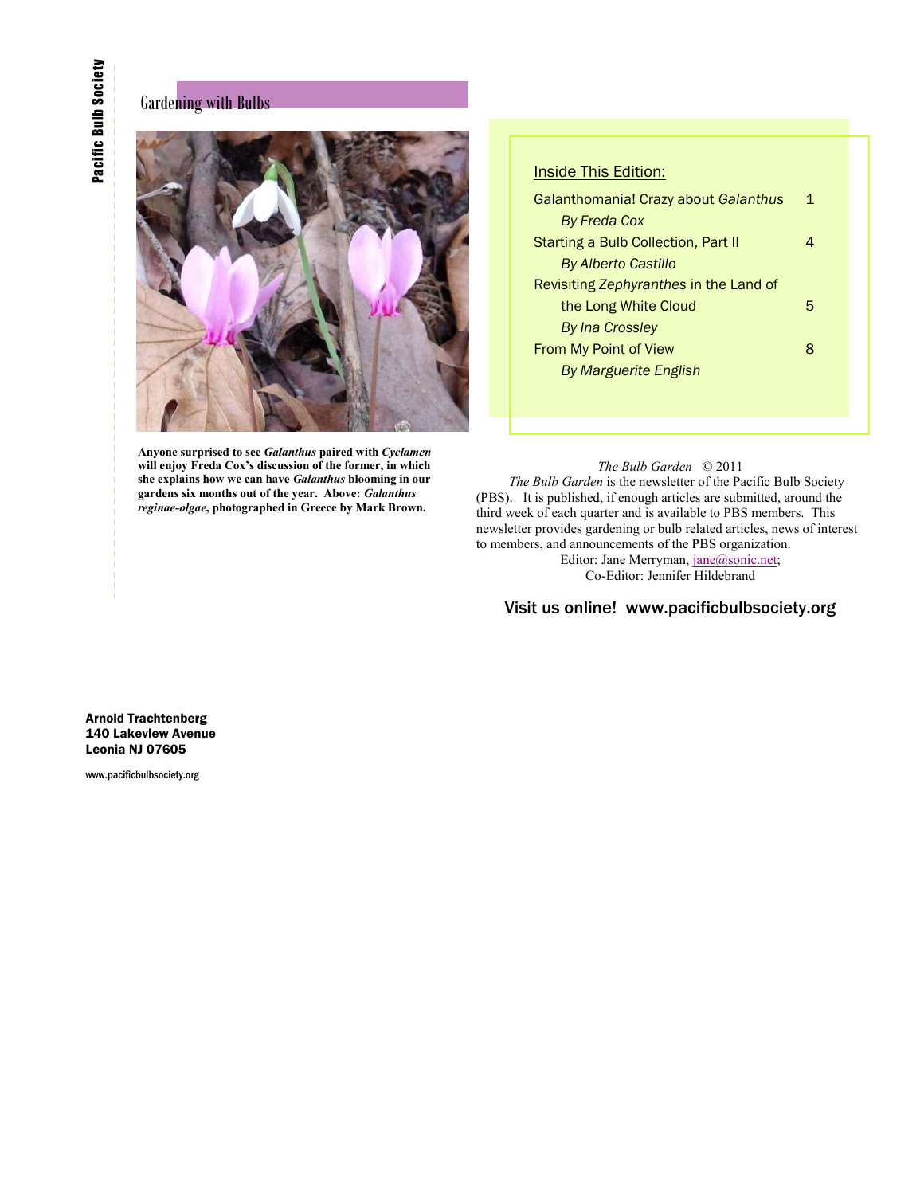Pacific Bulb Society

## Gardening with Bulbs

**Anyone surprised to see *Galanthus* paired with *Cyclamen* will enjoy Freda Cox's discussion of the former, in which she explains how we can have *Galanthus* blooming in our gardens six months out of the year. Above: *Galanthus reginae-olgae*, photographed in Greece by Mark Brown.**

### Inside This Edition:

| | |
|---|---|
| Galanthomania! Crazy about *Galanthus* *By Freda Cox* | 1 |
| Starting a Bulb Collection, Part II *By Alberto Castillo* | 4 |
| Revisiting *Zephyranthes* in the Land of the Long White Cloud *By Ina Crossley* | 5 |
| From My Point of View *By Marguerite English* | 8 |

*The Bulb Garden* © 2011

*The Bulb Garden* is the newsletter of the Pacific Bulb Society (PBS). It is published, if enough articles are submitted, around the third week of each quarter and is available to PBS members. This newsletter provides gardening or bulb related articles, news of interest to members, and announcements of the PBS organization.

Editor: Jane Merryman, jane@sonic.net;
Co-Editor: Jennifer Hildebrand

Visit us online! www.pacificbulbsociety.org

**Arnold Trachtenberg**
**140 Lakeview Avenue**
**Leonia NJ 07605**

www.pacificbulbsociety.org